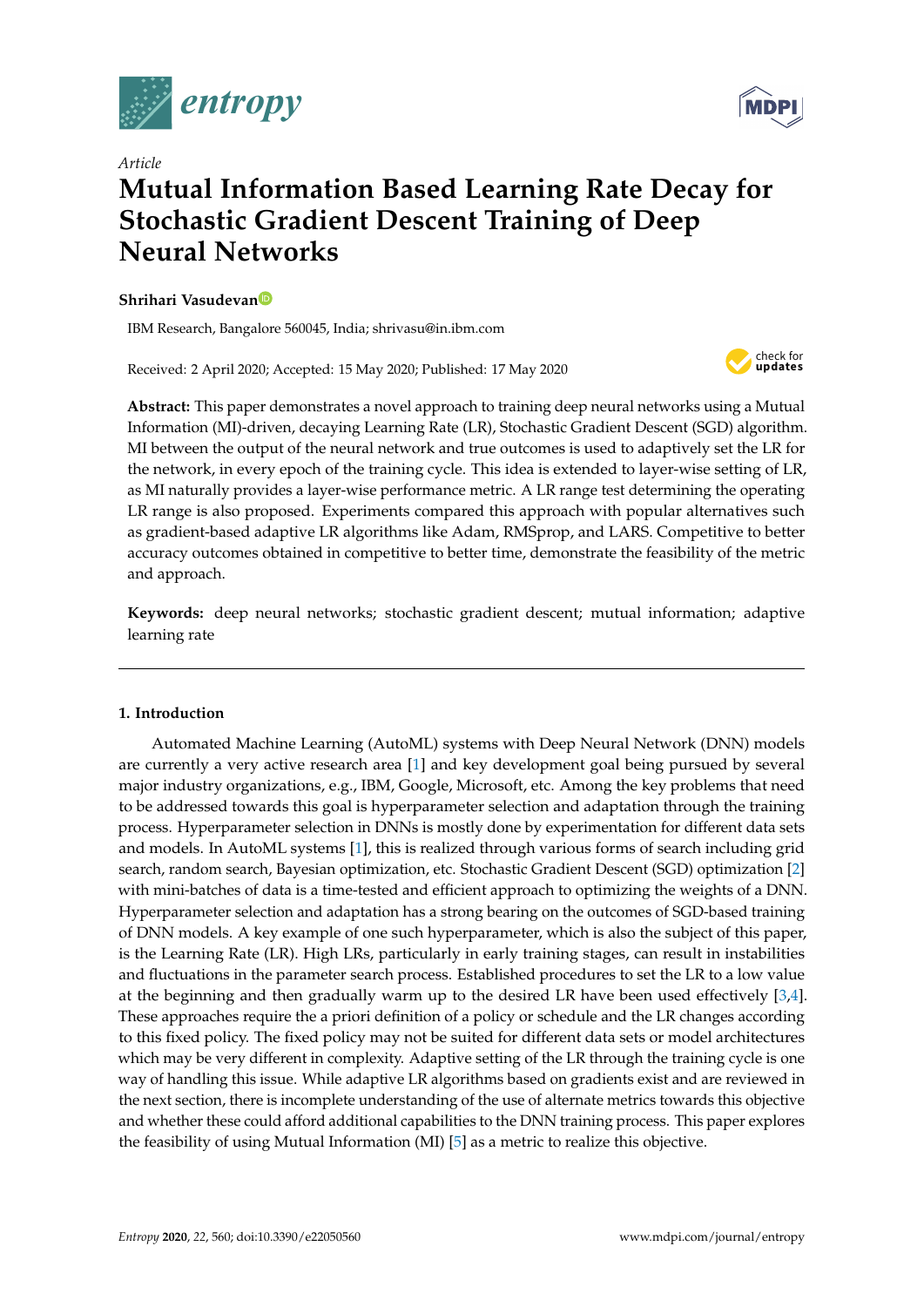*Article*

# Mutual Information Based Learning Rate Decay for Stochastic Gradient Descent Training of Deep Neural Networks

**Shrihari Vasudevan**

IBM Research, Bangalore 560045, India; shrivasu@in.ibm.com

Received: 2 April 2020; Accepted: 15 May 2020; Published: 17 May 2020

**Abstract:** This paper demonstrates a novel approach to training deep neural networks using a Mutual Information (MI)-driven, decaying Learning Rate (LR), Stochastic Gradient Descent (SGD) algorithm. MI between the output of the neural network and true outcomes is used to adaptively set the LR for the network, in every epoch of the training cycle. This idea is extended to layer-wise setting of LR, as MI naturally provides a layer-wise performance metric. A LR range test determining the operating LR range is also proposed. Experiments compared this approach with popular alternatives such as gradient-based adaptive LR algorithms like Adam, RMSprop, and LARS. Competitive to better accuracy outcomes obtained in competitive to better time, demonstrate the feasibility of the metric and approach.

**Keywords:** deep neural networks; stochastic gradient descent; mutual information; adaptive learning rate

## 1. Introduction

Automated Machine Learning (AutoML) systems with Deep Neural Network (DNN) models are currently a very active research area [1] and key development goal being pursued by several major industry organizations, e.g., IBM, Google, Microsoft, etc. Among the key problems that need to be addressed towards this goal is hyperparameter selection and adaptation through the training process. Hyperparameter selection in DNNs is mostly done by experimentation for different data sets and models. In AutoML systems [1], this is realized through various forms of search including grid search, random search, Bayesian optimization, etc. Stochastic Gradient Descent (SGD) optimization [2] with mini-batches of data is a time-tested and efficient approach to optimizing the weights of a DNN. Hyperparameter selection and adaptation has a strong bearing on the outcomes of SGD-based training of DNN models. A key example of one such hyperparameter, which is also the subject of this paper, is the Learning Rate (LR). High LRs, particularly in early training stages, can result in instabilities and fluctuations in the parameter search process. Established procedures to set the LR to a low value at the beginning and then gradually warm up to the desired LR have been used effectively [3,4]. These approaches require the a priori definition of a policy or schedule and the LR changes according to this fixed policy. The fixed policy may not be suited for different data sets or model architectures which may be very different in complexity. Adaptive setting of the LR through the training cycle is one way of handling this issue. While adaptive LR algorithms based on gradients exist and are reviewed in the next section, there is incomplete understanding of the use of alternate metrics towards this objective and whether these could afford additional capabilities to the DNN training process. This paper explores the feasibility of using Mutual Information (MI) [5] as a metric to realize this objective.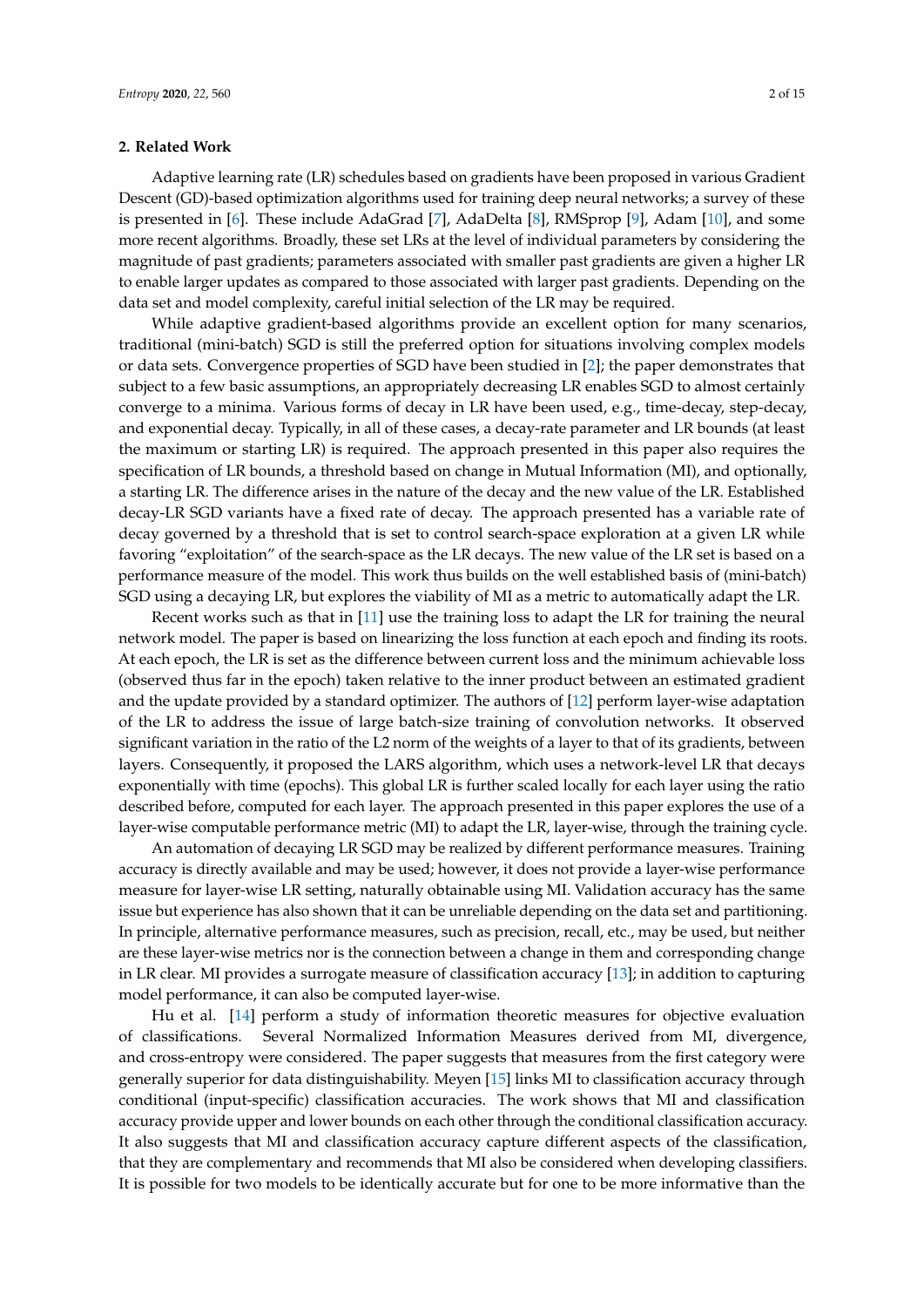## 2. Related Work

Adaptive learning rate (LR) schedules based on gradients have been proposed in various Gradient Descent (GD)-based optimization algorithms used for training deep neural networks; a survey of these is presented in [6]. These include AdaGrad [7], AdaDelta [8], RMSprop [9], Adam [10], and some more recent algorithms. Broadly, these set LRs at the level of individual parameters by considering the magnitude of past gradients; parameters associated with smaller past gradients are given a higher LR to enable larger updates as compared to those associated with larger past gradients. Depending on the data set and model complexity, careful initial selection of the LR may be required.

While adaptive gradient-based algorithms provide an excellent option for many scenarios, traditional (mini-batch) SGD is still the preferred option for situations involving complex models or data sets. Convergence properties of SGD have been studied in [2]; the paper demonstrates that subject to a few basic assumptions, an appropriately decreasing LR enables SGD to almost certainly converge to a minima. Various forms of decay in LR have been used, e.g., time-decay, step-decay, and exponential decay. Typically, in all of these cases, a decay-rate parameter and LR bounds (at least the maximum or starting LR) is required. The approach presented in this paper also requires the specification of LR bounds, a threshold based on change in Mutual Information (MI), and optionally, a starting LR. The difference arises in the nature of the decay and the new value of the LR. Established decay-LR SGD variants have a fixed rate of decay. The approach presented has a variable rate of decay governed by a threshold that is set to control search-space exploration at a given LR while favoring "exploitation" of the search-space as the LR decays. The new value of the LR set is based on a performance measure of the model. This work thus builds on the well established basis of (mini-batch) SGD using a decaying LR, but explores the viability of MI as a metric to automatically adapt the LR.

Recent works such as that in [11] use the training loss to adapt the LR for training the neural network model. The paper is based on linearizing the loss function at each epoch and finding its roots. At each epoch, the LR is set as the difference between current loss and the minimum achievable loss (observed thus far in the epoch) taken relative to the inner product between an estimated gradient and the update provided by a standard optimizer. The authors of [12] perform layer-wise adaptation of the LR to address the issue of large batch-size training of convolution networks. It observed significant variation in the ratio of the L2 norm of the weights of a layer to that of its gradients, between layers. Consequently, it proposed the LARS algorithm, which uses a network-level LR that decays exponentially with time (epochs). This global LR is further scaled locally for each layer using the ratio described before, computed for each layer. The approach presented in this paper explores the use of a layer-wise computable performance metric (MI) to adapt the LR, layer-wise, through the training cycle.

An automation of decaying LR SGD may be realized by different performance measures. Training accuracy is directly available and may be used; however, it does not provide a layer-wise performance measure for layer-wise LR setting, naturally obtainable using MI. Validation accuracy has the same issue but experience has also shown that it can be unreliable depending on the data set and partitioning. In principle, alternative performance measures, such as precision, recall, etc., may be used, but neither are these layer-wise metrics nor is the connection between a change in them and corresponding change in LR clear. MI provides a surrogate measure of classification accuracy [13]; in addition to capturing model performance, it can also be computed layer-wise.

Hu et al. [14] perform a study of information theoretic measures for objective evaluation of classifications. Several Normalized Information Measures derived from MI, divergence, and cross-entropy were considered. The paper suggests that measures from the first category were generally superior for data distinguishability. Meyen [15] links MI to classification accuracy through conditional (input-specific) classification accuracies. The work shows that MI and classification accuracy provide upper and lower bounds on each other through the conditional classification accuracy. It also suggests that MI and classification accuracy capture different aspects of the classification, that they are complementary and recommends that MI also be considered when developing classifiers. It is possible for two models to be identically accurate but for one to be more informative than the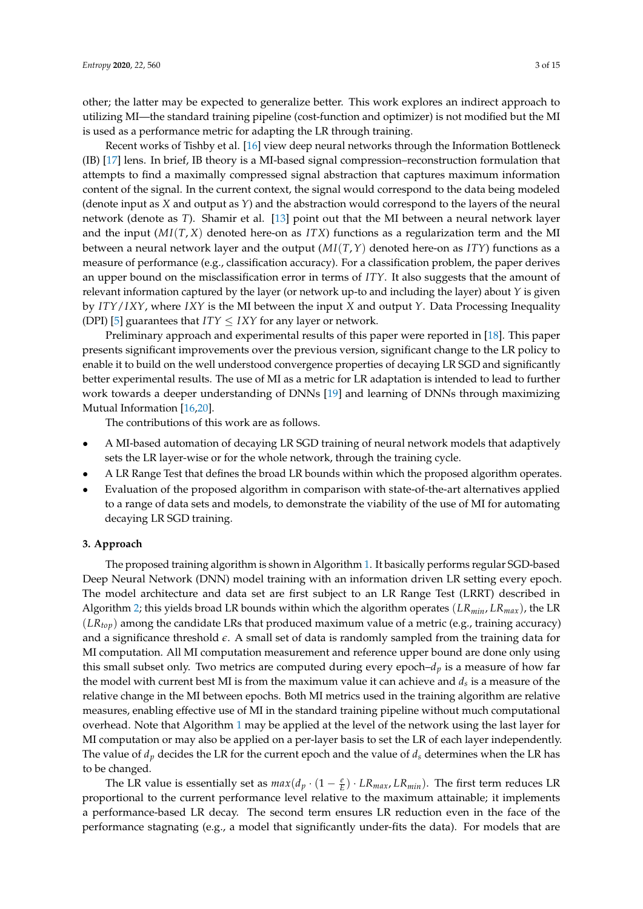other; the latter may be expected to generalize better. This work explores an indirect approach to utilizing MI—the standard training pipeline (cost-function and optimizer) is not modified but the MI is used as a performance metric for adapting the LR through training.

Recent works of Tishby et al. [16] view deep neural networks through the Information Bottleneck (IB) [17] lens. In brief, IB theory is a MI-based signal compression–reconstruction formulation that attempts to find a maximally compressed signal abstraction that captures maximum information content of the signal. In the current context, the signal would correspond to the data being modeled (denote input as $X$ and output as $Y$) and the abstraction would correspond to the layers of the neural network (denote as $T$). Shamir et al. [13] point out that the MI between a neural network layer and the input ($MI(T, X)$ denoted here-on as $ITX$) functions as a regularization term and the MI between a neural network layer and the output ($MI(T, Y)$ denoted here-on as $ITY$) functions as a measure of performance (e.g., classification accuracy). For a classification problem, the paper derives an upper bound on the misclassification error in terms of $ITY$. It also suggests that the amount of relevant information captured by the layer (or network up-to and including the layer) about $Y$ is given by $ITY/IXY$, where $IXY$ is the MI between the input $X$ and output $Y$. Data Processing Inequality (DPI) [5] guarantees that $ITY \leq IXY$ for any layer or network.

Preliminary approach and experimental results of this paper were reported in [18]. This paper presents significant improvements over the previous version, significant change to the LR policy to enable it to build on the well understood convergence properties of decaying LR SGD and significantly better experimental results. The use of MI as a metric for LR adaptation is intended to lead to further work towards a deeper understanding of DNNs [19] and learning of DNNs through maximizing Mutual Information [16,20].

The contributions of this work are as follows.

- A MI-based automation of decaying LR SGD training of neural network models that adaptively sets the LR layer-wise or for the whole network, through the training cycle.
- A LR Range Test that defines the broad LR bounds within which the proposed algorithm operates.
- Evaluation of the proposed algorithm in comparison with state-of-the-art alternatives applied to a range of data sets and models, to demonstrate the viability of the use of MI for automating decaying LR SGD training.

### 3. Approach

The proposed training algorithm is shown in Algorithm 1. It basically performs regular SGD-based Deep Neural Network (DNN) model training with an information driven LR setting every epoch. The model architecture and data set are first subject to an LR Range Test (LRRT) described in Algorithm 2; this yields broad LR bounds within which the algorithm operates ($LR_{min}$, $LR_{max}$), the LR ($LR_{top}$) among the candidate LRs that produced maximum value of a metric (e.g., training accuracy) and a significance threshold $\epsilon$. A small set of data is randomly sampled from the training data for MI computation. All MI computation measurement and reference upper bound are done only using this small subset only. Two metrics are computed during every epoch–$d_p$ is a measure of how far the model with current best MI is from the maximum value it can achieve and $d_s$ is a measure of the relative change in the MI between epochs. Both MI metrics used in the training algorithm are relative measures, enabling effective use of MI in the standard training pipeline without much computational overhead. Note that Algorithm 1 may be applied at the level of the network using the last layer for MI computation or may also be applied on a per-layer basis to set the LR of each layer independently. The value of $d_p$ decides the LR for the current epoch and the value of $d_s$ determines when the LR has to be changed.

The LR value is essentially set as $max(d_p \cdot (1 - \frac{e}{E}) \cdot LR_{max}, LR_{min})$. The first term reduces LR proportional to the current performance level relative to the maximum attainable; it implements a performance-based LR decay. The second term ensures LR reduction even in the face of the performance stagnating (e.g., a model that significantly under-fits the data). For models that are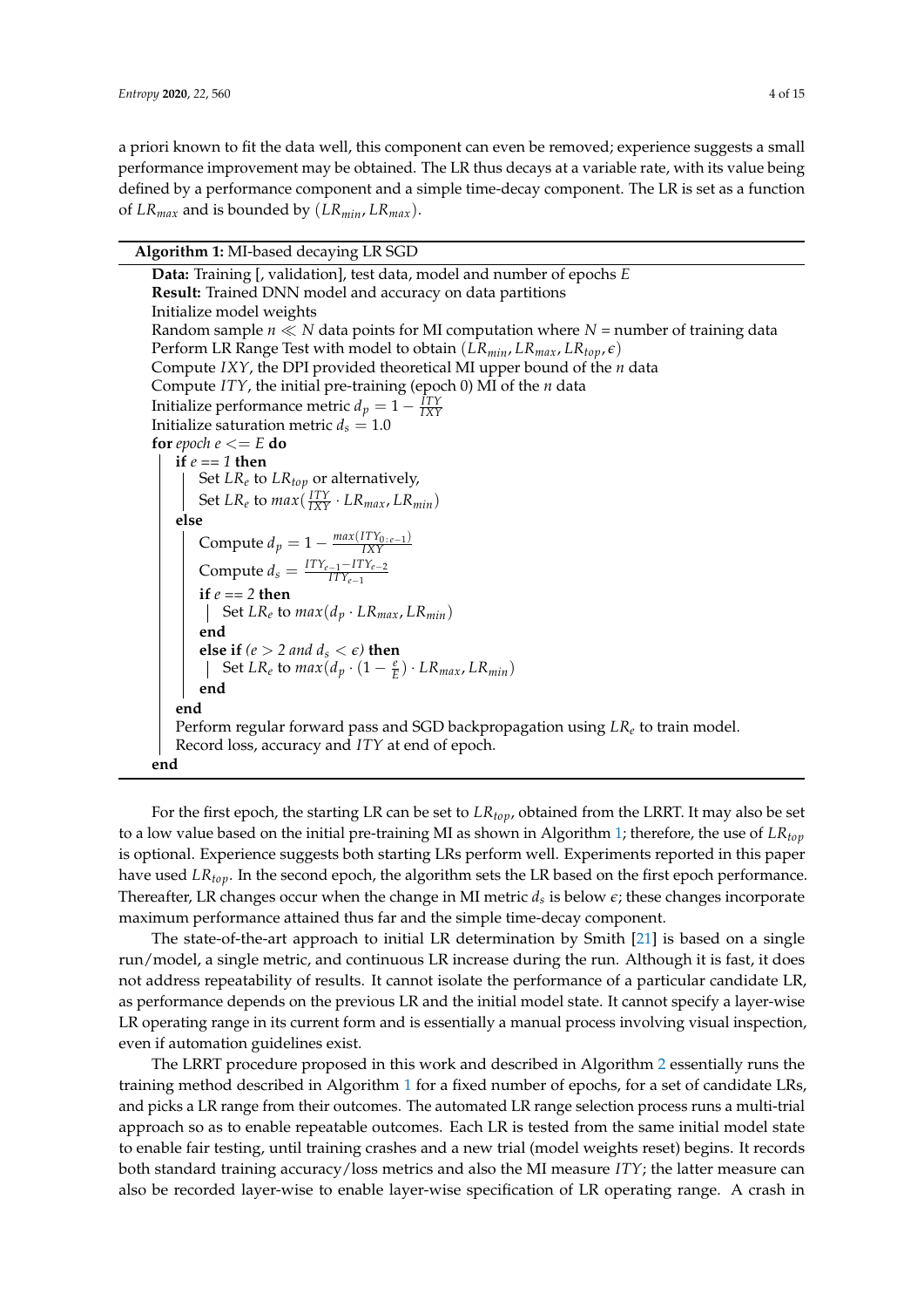a priori known to fit the data well, this component can even be removed; experience suggests a small performance improvement may be obtained. The LR thus decays at a variable rate, with its value being defined by a performance component and a simple time-decay component. The LR is set as a function of $LR_{max}$ and is bounded by $(LR_{min}, LR_{max})$.

**Algorithm 1:** MI-based decaying LR SGD

```
Data: Training [, validation], test data, model and number of epochs E
Result: Trained DNN model and accuracy on data partitions
Initialize model weights
Random sample n ≪ N data points for MI computation where N = number of training data
Perform LR Range Test with model to obtain (LR_min, LR_max, LR_top, ϵ)
Compute IXY, the DPI provided theoretical MI upper bound of the n data
Compute ITY, the initial pre-training (epoch 0) MI of the n data
Initialize performance metric d_p = 1 − ITY/IXY
Initialize saturation metric d_s = 1.0
for epoch e <= E do
    if e == 1 then
        Set LR_e to LR_top or alternatively,
        Set LR_e to max(ITY/IXY · LR_max, LR_min)
    else
        Compute d_p = 1 − max(ITY_{0:e−1})/IXY
        Compute d_s = (ITY_{e−1} − ITY_{e−2})/ITY_{e−1}
        if e == 2 then
            Set LR_e to max(d_p · LR_max, LR_min)
        end
        else if (e > 2 and d_s < ϵ) then
            Set LR_e to max(d_p · (1 − e/E) · LR_max, LR_min)
        end
    end
    Perform regular forward pass and SGD backpropagation using LR_e to train model.
    Record loss, accuracy and ITY at end of epoch.
end
```

For the first epoch, the starting LR can be set to $LR_{top}$, obtained from the LRRT. It may also be set to a low value based on the initial pre-training MI as shown in Algorithm 1; therefore, the use of $LR_{top}$ is optional. Experience suggests both starting LRs perform well. Experiments reported in this paper have used $LR_{top}$. In the second epoch, the algorithm sets the LR based on the first epoch performance. Thereafter, LR changes occur when the change in MI metric $d_s$ is below $\epsilon$; these changes incorporate maximum performance attained thus far and the simple time-decay component.

The state-of-the-art approach to initial LR determination by Smith [21] is based on a single run/model, a single metric, and continuous LR increase during the run. Although it is fast, it does not address repeatability of results. It cannot isolate the performance of a particular candidate LR, as performance depends on the previous LR and the initial model state. It cannot specify a layer-wise LR operating range in its current form and is essentially a manual process involving visual inspection, even if automation guidelines exist.

The LRRT procedure proposed in this work and described in Algorithm 2 essentially runs the training method described in Algorithm 1 for a fixed number of epochs, for a set of candidate LRs, and picks a LR range from their outcomes. The automated LR range selection process runs a multi-trial approach so as to enable repeatable outcomes. Each LR is tested from the same initial model state to enable fair testing, until training crashes and a new trial (model weights reset) begins. It records both standard training accuracy/loss metrics and also the MI measure $ITY$; the latter measure can also be recorded layer-wise to enable layer-wise specification of LR operating range. A crash in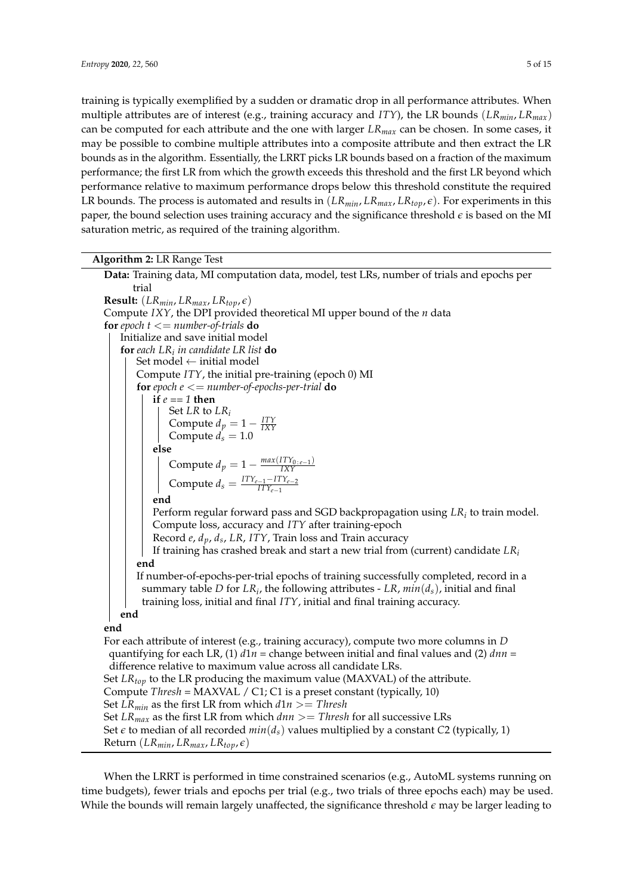training is typically exemplified by a sudden or dramatic drop in all performance attributes. When multiple attributes are of interest (e.g., training accuracy and $ITY$), the LR bounds $(LR_{min}, LR_{max})$ can be computed for each attribute and the one with larger $LR_{max}$ can be chosen. In some cases, it may be possible to combine multiple attributes into a composite attribute and then extract the LR bounds as in the algorithm. Essentially, the LRRT picks LR bounds based on a fraction of the maximum performance; the first LR from which the growth exceeds this threshold and the first LR beyond which performance relative to maximum performance drops below this threshold constitute the required LR bounds. The process is automated and results in $(LR_{min}, LR_{max}, LR_{top}, \epsilon)$. For experiments in this paper, the bound selection uses training accuracy and the significance threshold $\epsilon$ is based on the MI saturation metric, as required of the training algorithm.

**Algorithm 2:** LR Range Test

**Data:** Training data, MI computation data, model, test LRs, number of trials and epochs per trial
**Result:** $(LR_{min}, LR_{max}, LR_{top}, \epsilon)$
Compute $IXY$, the DPI provided theoretical MI upper bound of the $n$ data
**for** *epoch $t <=$ number-of-trials* **do**
  Initialize and save initial model
  **for** *each $LR_i$ in candidate LR list* **do**
    Set model ← initial model
    Compute $ITY$, the initial pre-training (epoch 0) MI
    **for** *epoch $e <=$ number-of-epochs-per-trial* **do**
      **if** *$e == 1$* **then**
        Set $LR$ to $LR_i$
        Compute $d_p = 1 - \frac{ITY}{IXY}$
        Compute $d_s = 1.0$
      **else**
        Compute $d_p = 1 - \frac{max(ITY_{0:e-1})}{IXY}$
        Compute $d_s = \frac{ITY_{e-1} - ITY_{e-2}}{ITY_{e-1}}$
      **end**
      Perform regular forward pass and SGD backpropagation using $LR_i$ to train model.
      Compute loss, accuracy and $ITY$ after training-epoch
      Record $e$, $d_p$, $d_s$, $LR$, $ITY$, Train loss and Train accuracy
      If training has crashed break and start a new trial from (current) candidate $LR_i$
    **end**
    If number-of-epochs-per-trial epochs of training successfully completed, record in a summary table $D$ for $LR_i$, the following attributes - $LR$, $min(d_s)$, initial and final training loss, initial and final $ITY$, initial and final training accuracy.
  **end**
**end**
For each attribute of interest (e.g., training accuracy), compute two more columns in $D$ quantifying for each LR, (1) $d1n$ = change between initial and final values and (2) $dnn$ = difference relative to maximum value across all candidate LRs.
Set $LR_{top}$ to the LR producing the maximum value (MAXVAL) of the attribute.
Compute $Thresh$ = MAXVAL / C1; C1 is a preset constant (typically, 10)
Set $LR_{min}$ as the first LR from which $d1n >= Thresh$
Set $LR_{max}$ as the first LR from which $dnn >= Thresh$ for all successive LRs
Set $\epsilon$ to median of all recorded $min(d_s)$ values multiplied by a constant $C2$ (typically, 1)
Return $(LR_{min}, LR_{max}, LR_{top}, \epsilon)$

When the LRRT is performed in time constrained scenarios (e.g., AutoML systems running on time budgets), fewer trials and epochs per trial (e.g., two trials of three epochs each) may be used. While the bounds will remain largely unaffected, the significance threshold $\epsilon$ may be larger leading to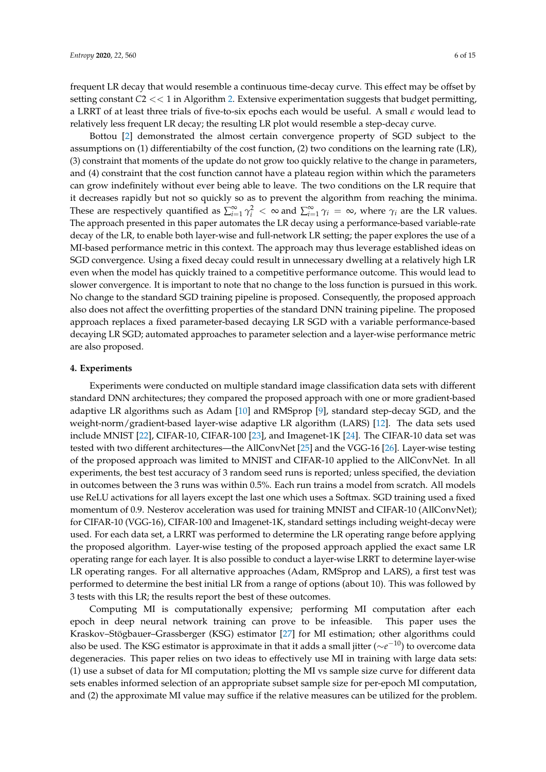frequent LR decay that would resemble a continuous time-decay curve. This effect may be offset by setting constant $C2 << 1$ in Algorithm 2. Extensive experimentation suggests that budget permitting, a LRRT of at least three trials of five-to-six epochs each would be useful. A small $\epsilon$ would lead to relatively less frequent LR decay; the resulting LR plot would resemble a step-decay curve.

Bottou [2] demonstrated the almost certain convergence property of SGD subject to the assumptions on (1) differentiabilty of the cost function, (2) two conditions on the learning rate (LR), (3) constraint that moments of the update do not grow too quickly relative to the change in parameters, and (4) constraint that the cost function cannot have a plateau region within which the parameters can grow indefinitely without ever being able to leave. The two conditions on the LR require that it decreases rapidly but not so quickly so as to prevent the algorithm from reaching the minima. These are respectively quantified as $\sum_{i=1}^{\infty} \gamma_i^2 < \infty$ and $\sum_{i=1}^{\infty} \gamma_i = \infty$, where $\gamma_i$ are the LR values. The approach presented in this paper automates the LR decay using a performance-based variable-rate decay of the LR, to enable both layer-wise and full-network LR setting; the paper explores the use of a MI-based performance metric in this context. The approach may thus leverage established ideas on SGD convergence. Using a fixed decay could result in unnecessary dwelling at a relatively high LR even when the model has quickly trained to a competitive performance outcome. This would lead to slower convergence. It is important to note that no change to the loss function is pursued in this work. No change to the standard SGD training pipeline is proposed. Consequently, the proposed approach also does not affect the overfitting properties of the standard DNN training pipeline. The proposed approach replaces a fixed parameter-based decaying LR SGD with a variable performance-based decaying LR SGD; automated approaches to parameter selection and a layer-wise performance metric are also proposed.

#### 4. Experiments

Experiments were conducted on multiple standard image classification data sets with different standard DNN architectures; they compared the proposed approach with one or more gradient-based adaptive LR algorithms such as Adam [10] and RMSprop [9], standard step-decay SGD, and the weight-norm/gradient-based layer-wise adaptive LR algorithm (LARS) [12]. The data sets used include MNIST [22], CIFAR-10, CIFAR-100 [23], and Imagenet-1K [24]. The CIFAR-10 data set was tested with two different architectures—the AllConvNet [25] and the VGG-16 [26]. Layer-wise testing of the proposed approach was limited to MNIST and CIFAR-10 applied to the AllConvNet. In all experiments, the best test accuracy of 3 random seed runs is reported; unless specified, the deviation in outcomes between the 3 runs was within 0.5%. Each run trains a model from scratch. All models use ReLU activations for all layers except the last one which uses a Softmax. SGD training used a fixed momentum of 0.9. Nesterov acceleration was used for training MNIST and CIFAR-10 (AllConvNet); for CIFAR-10 (VGG-16), CIFAR-100 and Imagenet-1K, standard settings including weight-decay were used. For each data set, a LRRT was performed to determine the LR operating range before applying the proposed algorithm. Layer-wise testing of the proposed approach applied the exact same LR operating range for each layer. It is also possible to conduct a layer-wise LRRT to determine layer-wise LR operating ranges. For all alternative approaches (Adam, RMSprop and LARS), a first test was performed to determine the best initial LR from a range of options (about 10). This was followed by 3 tests with this LR; the results report the best of these outcomes.

Computing MI is computationally expensive; performing MI computation after each epoch in deep neural network training can prove to be infeasible. This paper uses the Kraskov–Stögbauer–Grassberger (KSG) estimator [27] for MI estimation; other algorithms could also be used. The KSG estimator is approximate in that it adds a small jitter ($\sim e^{-10}$) to overcome data degeneracies. This paper relies on two ideas to effectively use MI in training with large data sets: (1) use a subset of data for MI computation; plotting the MI vs sample size curve for different data sets enables informed selection of an appropriate subset sample size for per-epoch MI computation, and (2) the approximate MI value may suffice if the relative measures can be utilized for the problem.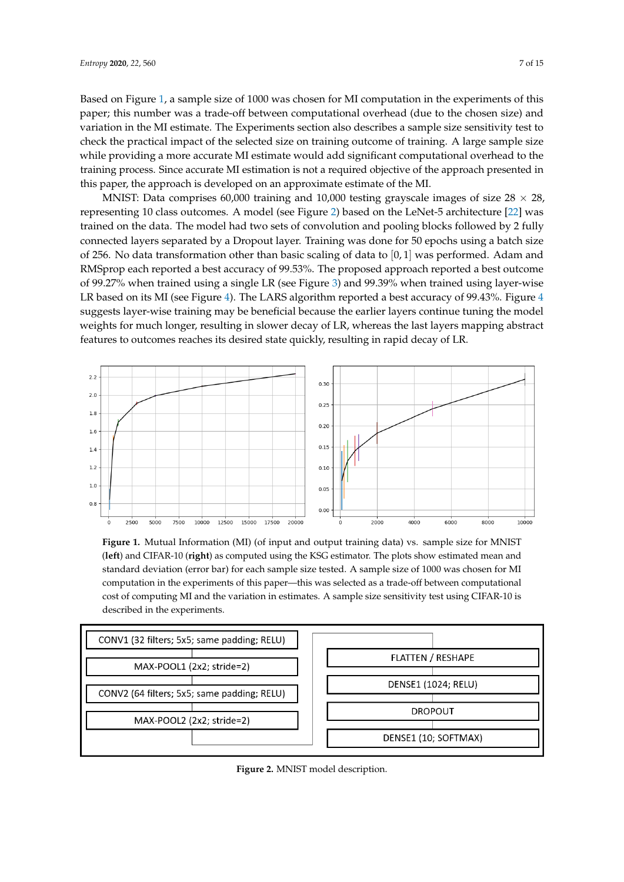Based on Figure 1, a sample size of 1000 was chosen for MI computation in the experiments of this paper; this number was a trade-off between computational overhead (due to the chosen size) and variation in the MI estimate. The Experiments section also describes a sample size sensitivity test to check the practical impact of the selected size on training outcome of training. A large sample size while providing a more accurate MI estimate would add significant computational overhead to the training process. Since accurate MI estimation is not a required objective of the approach presented in this paper, the approach is developed on an approximate estimate of the MI.

MNIST: Data comprises 60,000 training and 10,000 testing grayscale images of size $28 \times 28$, representing 10 class outcomes. A model (see Figure 2) based on the LeNet-5 architecture [22] was trained on the data. The model had two sets of convolution and pooling blocks followed by 2 fully connected layers separated by a Dropout layer. Training was done for 50 epochs using a batch size of 256. No data transformation other than basic scaling of data to $[0, 1]$ was performed. Adam and RMSprop each reported a best accuracy of 99.53%. The proposed approach reported a best outcome of 99.27% when trained using a single LR (see Figure 3) and 99.39% when trained using layer-wise LR based on its MI (see Figure 4). The LARS algorithm reported a best accuracy of 99.43%. Figure 4 suggests layer-wise training may be beneficial because the earlier layers continue tuning the model weights for much longer, resulting in slower decay of LR, whereas the last layers mapping abstract features to outcomes reaches its desired state quickly, resulting in rapid decay of LR.

**Figure 1.** Mutual Information (MI) (of input and output training data) vs. sample size for MNIST (**left**) and CIFAR-10 (**right**) as computed using the KSG estimator. The plots show estimated mean and standard deviation (error bar) for each sample size tested. A sample size of 1000 was chosen for MI computation in the experiments of this paper—this was selected as a trade-off between computational cost of computing MI and the variation in estimates. A sample size sensitivity test using CIFAR-10 is described in the experiments.

| |
|---|
| CONV1 (32 filters; 5x5; same padding; RELU) |
| MAX-POOL1 (2x2; stride=2) |
| CONV2 (64 filters; 5x5; same padding; RELU) |
| MAX-POOL2 (2x2; stride=2) |
| FLATTEN / RESHAPE |
| DENSE1 (1024; RELU) |
| DROPOUT |
| DENSE1 (10; SOFTMAX) |

**Figure 2.** MNIST model description.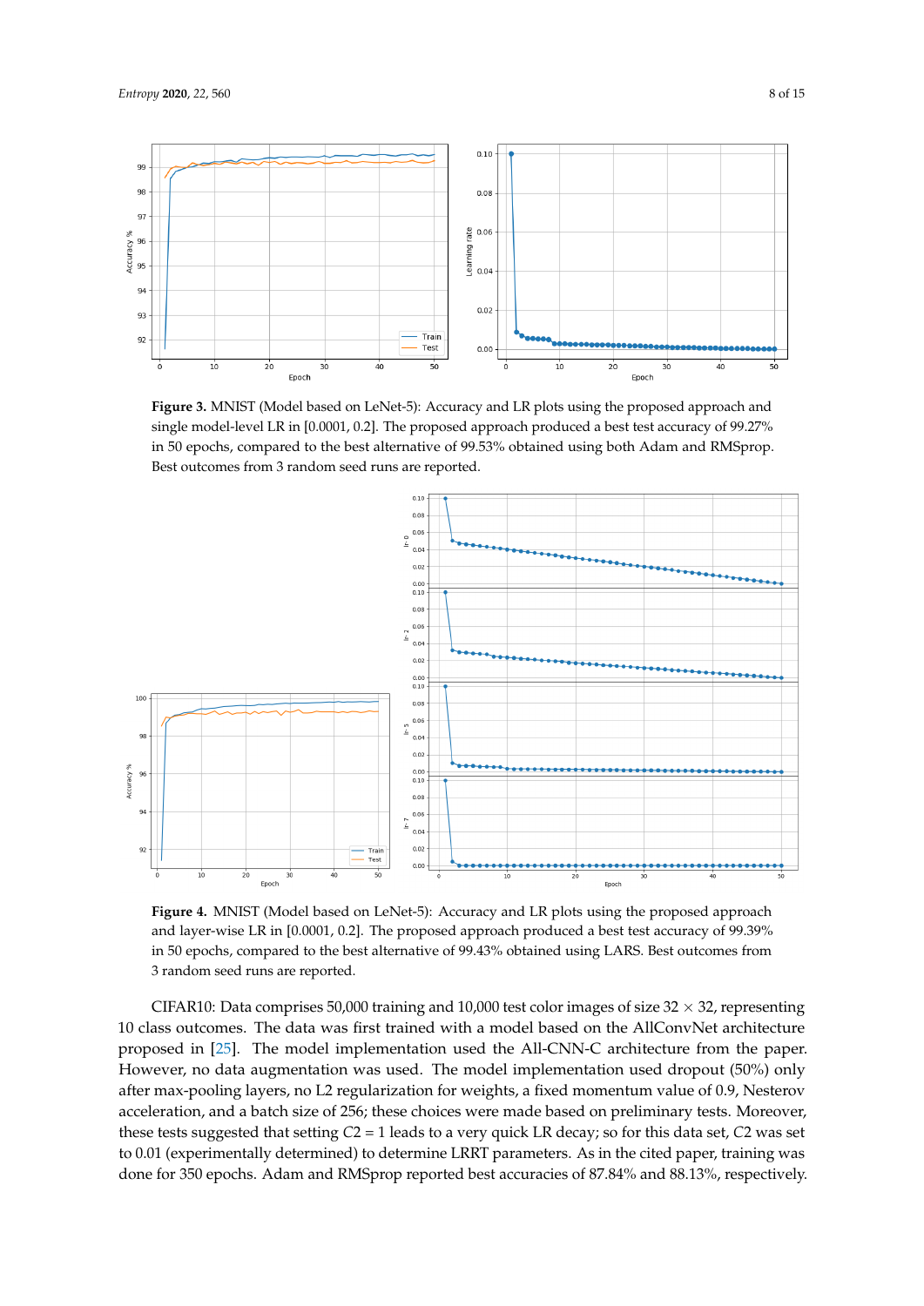**Figure 3.** MNIST (Model based on LeNet-5): Accuracy and LR plots using the proposed approach and single model-level LR in [0.0001, 0.2]. The proposed approach produced a best test accuracy of 99.27% in 50 epochs, compared to the best alternative of 99.53% obtained using both Adam and RMSprop. Best outcomes from 3 random seed runs are reported.

**Figure 4.** MNIST (Model based on LeNet-5): Accuracy and LR plots using the proposed approach and layer-wise LR in [0.0001, 0.2]. The proposed approach produced a best test accuracy of 99.39% in 50 epochs, compared to the best alternative of 99.43% obtained using LARS. Best outcomes from 3 random seed runs are reported.

CIFAR10: Data comprises 50,000 training and 10,000 test color images of size $32 \times 32$, representing 10 class outcomes. The data was first trained with a model based on the AllConvNet architecture proposed in [25]. The model implementation used the All-CNN-C architecture from the paper. However, no data augmentation was used. The model implementation used dropout (50%) only after max-pooling layers, no L2 regularization for weights, a fixed momentum value of 0.9, Nesterov acceleration, and a batch size of 256; these choices were made based on preliminary tests. Moreover, these tests suggested that setting $C2 = 1$ leads to a very quick LR decay; so for this data set, $C2$ was set to 0.01 (experimentally determined) to determine LRRT parameters. As in the cited paper, training was done for 350 epochs. Adam and RMSprop reported best accuracies of 87.84% and 88.13%, respectively.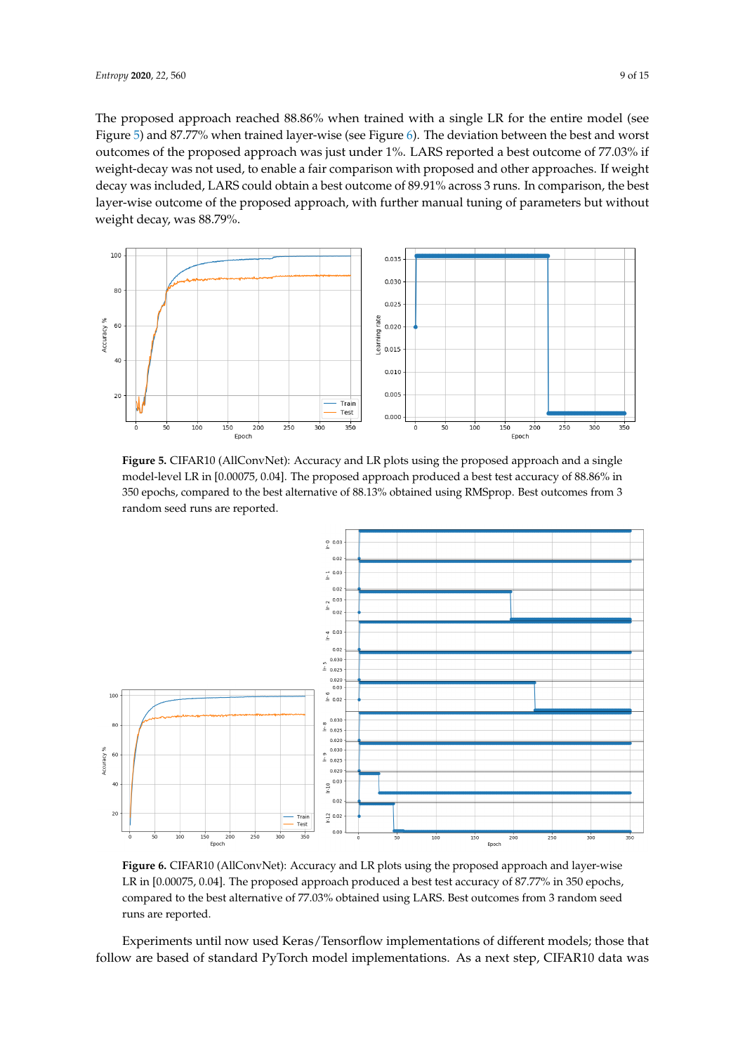The proposed approach reached 88.86% when trained with a single LR for the entire model (see Figure 5) and 87.77% when trained layer-wise (see Figure 6). The deviation between the best and worst outcomes of the proposed approach was just under 1%. LARS reported a best outcome of 77.03% if weight-decay was not used, to enable a fair comparison with proposed and other approaches. If weight decay was included, LARS could obtain a best outcome of 89.91% across 3 runs. In comparison, the best layer-wise outcome of the proposed approach, with further manual tuning of parameters but without weight decay, was 88.79%.

**Figure 5.** CIFAR10 (AllConvNet): Accuracy and LR plots using the proposed approach and a single model-level LR in [0.00075, 0.04]. The proposed approach produced a best test accuracy of 88.86% in 350 epochs, compared to the best alternative of 88.13% obtained using RMSprop. Best outcomes from 3 random seed runs are reported.

**Figure 6.** CIFAR10 (AllConvNet): Accuracy and LR plots using the proposed approach and layer-wise LR in [0.00075, 0.04]. The proposed approach produced a best test accuracy of 87.77% in 350 epochs, compared to the best alternative of 77.03% obtained using LARS. Best outcomes from 3 random seed runs are reported.

Experiments until now used Keras/Tensorflow implementations of different models; those that follow are based of standard PyTorch model implementations. As a next step, CIFAR10 data was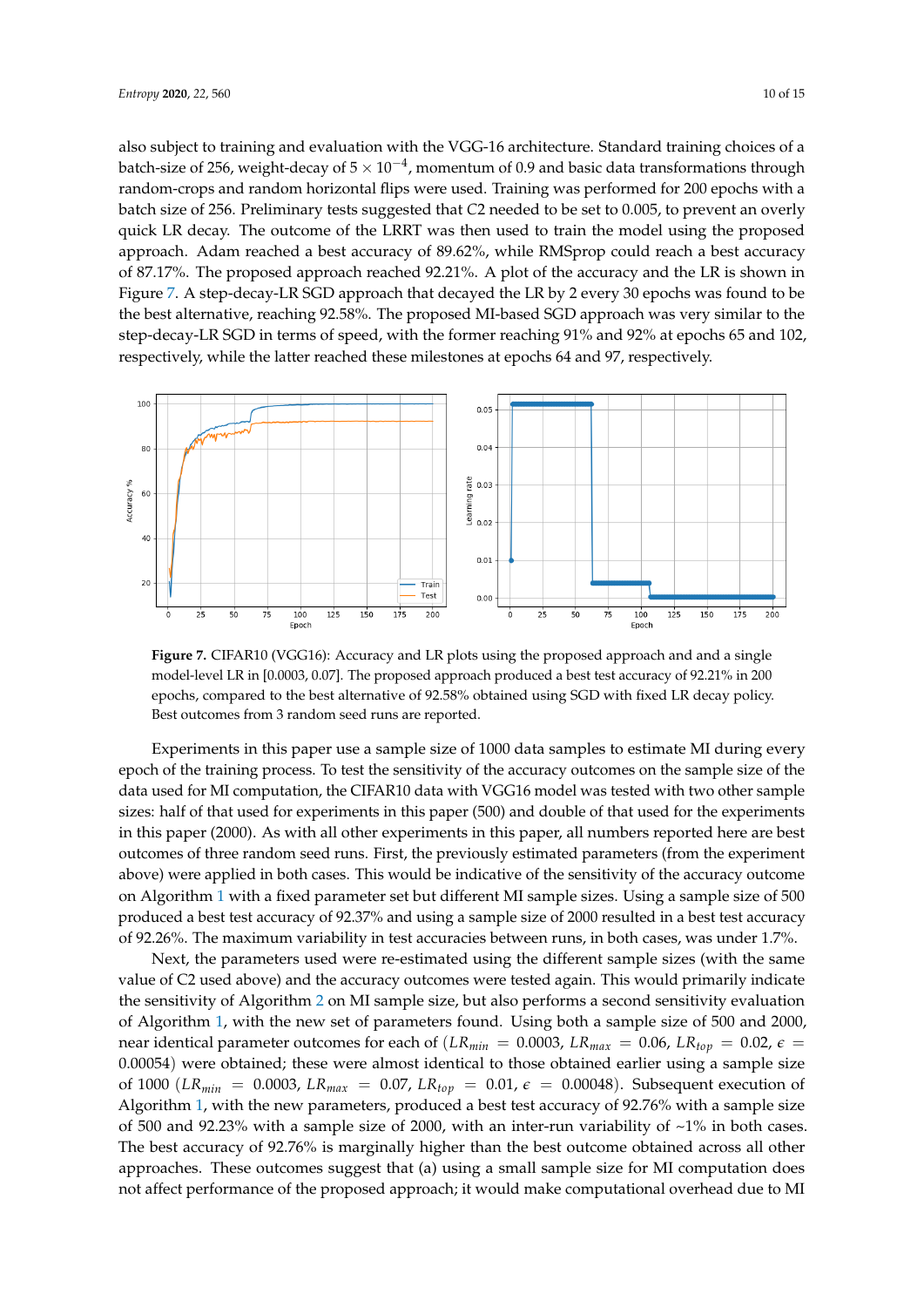also subject to training and evaluation with the VGG-16 architecture. Standard training choices of a batch-size of 256, weight-decay of $5 \times 10^{-4}$, momentum of 0.9 and basic data transformations through random-crops and random horizontal flips were used. Training was performed for 200 epochs with a batch size of 256. Preliminary tests suggested that $C2$ needed to be set to 0.005, to prevent an overly quick LR decay. The outcome of the LRRT was then used to train the model using the proposed approach. Adam reached a best accuracy of 89.62%, while RMSprop could reach a best accuracy of 87.17%. The proposed approach reached 92.21%. A plot of the accuracy and the LR is shown in Figure 7. A step-decay-LR SGD approach that decayed the LR by 2 every 30 epochs was found to be the best alternative, reaching 92.58%. The proposed MI-based SGD approach was very similar to the step-decay-LR SGD in terms of speed, with the former reaching 91% and 92% at epochs 65 and 102, respectively, while the latter reached these milestones at epochs 64 and 97, respectively.

**Figure 7.** CIFAR10 (VGG16): Accuracy and LR plots using the proposed approach and and a single model-level LR in [0.0003, 0.07]. The proposed approach produced a best test accuracy of 92.21% in 200 epochs, compared to the best alternative of 92.58% obtained using SGD with fixed LR decay policy. Best outcomes from 3 random seed runs are reported.

Experiments in this paper use a sample size of 1000 data samples to estimate MI during every epoch of the training process. To test the sensitivity of the accuracy outcomes on the sample size of the data used for MI computation, the CIFAR10 data with VGG16 model was tested with two other sample sizes: half of that used for experiments in this paper (500) and double of that used for the experiments in this paper (2000). As with all other experiments in this paper, all numbers reported here are best outcomes of three random seed runs. First, the previously estimated parameters (from the experiment above) were applied in both cases. This would be indicative of the sensitivity of the accuracy outcome on Algorithm 1 with a fixed parameter set but different MI sample sizes. Using a sample size of 500 produced a best test accuracy of 92.37% and using a sample size of 2000 resulted in a best test accuracy of 92.26%. The maximum variability in test accuracies between runs, in both cases, was under 1.7%.

Next, the parameters used were re-estimated using the different sample sizes (with the same value of C2 used above) and the accuracy outcomes were tested again. This would primarily indicate the sensitivity of Algorithm 2 on MI sample size, but also performs a second sensitivity evaluation of Algorithm 1, with the new set of parameters found. Using both a sample size of 500 and 2000, near identical parameter outcomes for each of ($LR_{min} = 0.0003$, $LR_{max} = 0.06$, $LR_{top} = 0.02$, $\epsilon = 0.00054$) were obtained; these were almost identical to those obtained earlier using a sample size of 1000 ($LR_{min} = 0.0003$, $LR_{max} = 0.07$, $LR_{top} = 0.01$, $\epsilon = 0.00048$). Subsequent execution of Algorithm 1, with the new parameters, produced a best test accuracy of 92.76% with a sample size of 500 and 92.23% with a sample size of 2000, with an inter-run variability of ~1% in both cases. The best accuracy of 92.76% is marginally higher than the best outcome obtained across all other approaches. These outcomes suggest that (a) using a small sample size for MI computation does not affect performance of the proposed approach; it would make computational overhead due to MI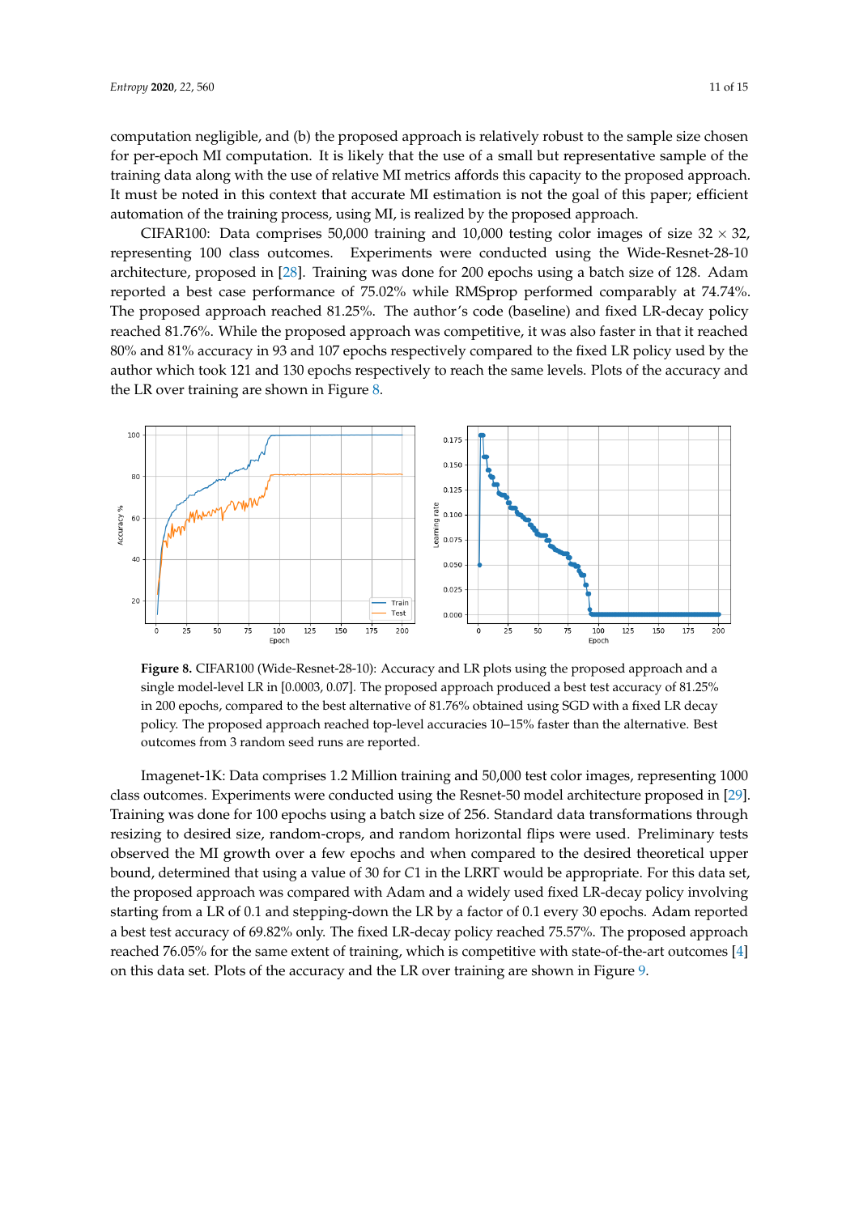computation negligible, and (b) the proposed approach is relatively robust to the sample size chosen for per-epoch MI computation. It is likely that the use of a small but representative sample of the training data along with the use of relative MI metrics affords this capacity to the proposed approach. It must be noted in this context that accurate MI estimation is not the goal of this paper; efficient automation of the training process, using MI, is realized by the proposed approach.

CIFAR100: Data comprises 50,000 training and 10,000 testing color images of size $32 \times 32$, representing 100 class outcomes. Experiments were conducted using the Wide-Resnet-28-10 architecture, proposed in [28]. Training was done for 200 epochs using a batch size of 128. Adam reported a best case performance of 75.02% while RMSprop performed comparably at 74.74%. The proposed approach reached 81.25%. The author's code (baseline) and fixed LR-decay policy reached 81.76%. While the proposed approach was competitive, it was also faster in that it reached 80% and 81% accuracy in 93 and 107 epochs respectively compared to the fixed LR policy used by the author which took 121 and 130 epochs respectively to reach the same levels. Plots of the accuracy and the LR over training are shown in Figure 8.

**Figure 8.** CIFAR100 (Wide-Resnet-28-10): Accuracy and LR plots using the proposed approach and a single model-level LR in [0.0003, 0.07]. The proposed approach produced a best test accuracy of 81.25% in 200 epochs, compared to the best alternative of 81.76% obtained using SGD with a fixed LR decay policy. The proposed approach reached top-level accuracies 10–15% faster than the alternative. Best outcomes from 3 random seed runs are reported.

Imagenet-1K: Data comprises 1.2 Million training and 50,000 test color images, representing 1000 class outcomes. Experiments were conducted using the Resnet-50 model architecture proposed in [29]. Training was done for 100 epochs using a batch size of 256. Standard data transformations through resizing to desired size, random-crops, and random horizontal flips were used. Preliminary tests observed the MI growth over a few epochs and when compared to the desired theoretical upper bound, determined that using a value of 30 for $C1$ in the LRRT would be appropriate. For this data set, the proposed approach was compared with Adam and a widely used fixed LR-decay policy involving starting from a LR of 0.1 and stepping-down the LR by a factor of 0.1 every 30 epochs. Adam reported a best test accuracy of 69.82% only. The fixed LR-decay policy reached 75.57%. The proposed approach reached 76.05% for the same extent of training, which is competitive with state-of-the-art outcomes [4] on this data set. Plots of the accuracy and the LR over training are shown in Figure 9.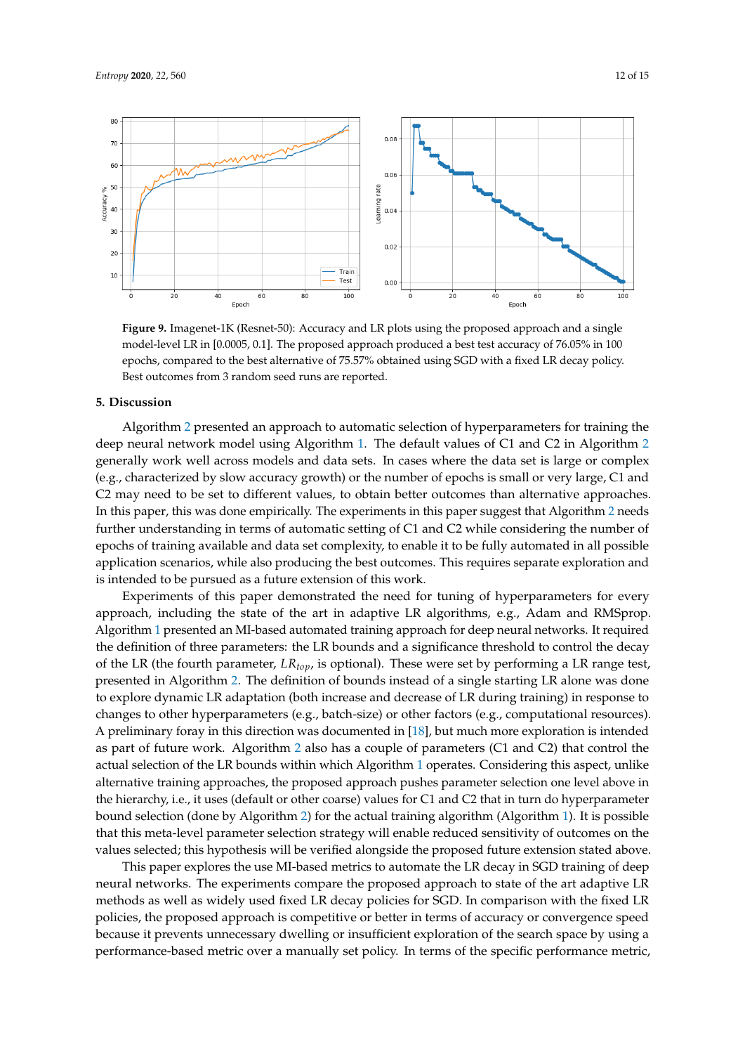**Figure 9.** Imagenet-1K (Resnet-50): Accuracy and LR plots using the proposed approach and a single model-level LR in [0.0005, 0.1]. The proposed approach produced a best test accuracy of 76.05% in 100 epochs, compared to the best alternative of 75.57% obtained using SGD with a fixed LR decay policy. Best outcomes from 3 random seed runs are reported.

## 5. Discussion

Algorithm 2 presented an approach to automatic selection of hyperparameters for training the deep neural network model using Algorithm 1. The default values of C1 and C2 in Algorithm 2 generally work well across models and data sets. In cases where the data set is large or complex (e.g., characterized by slow accuracy growth) or the number of epochs is small or very large, C1 and C2 may need to be set to different values, to obtain better outcomes than alternative approaches. In this paper, this was done empirically. The experiments in this paper suggest that Algorithm 2 needs further understanding in terms of automatic setting of C1 and C2 while considering the number of epochs of training available and data set complexity, to enable it to be fully automated in all possible application scenarios, while also producing the best outcomes. This requires separate exploration and is intended to be pursued as a future extension of this work.

Experiments of this paper demonstrated the need for tuning of hyperparameters for every approach, including the state of the art in adaptive LR algorithms, e.g., Adam and RMSprop. Algorithm 1 presented an MI-based automated training approach for deep neural networks. It required the definition of three parameters: the LR bounds and a significance threshold to control the decay of the LR (the fourth parameter, $LR_{top}$, is optional). These were set by performing a LR range test, presented in Algorithm 2. The definition of bounds instead of a single starting LR alone was done to explore dynamic LR adaptation (both increase and decrease of LR during training) in response to changes to other hyperparameters (e.g., batch-size) or other factors (e.g., computational resources). A preliminary foray in this direction was documented in [18], but much more exploration is intended as part of future work. Algorithm 2 also has a couple of parameters (C1 and C2) that control the actual selection of the LR bounds within which Algorithm 1 operates. Considering this aspect, unlike alternative training approaches, the proposed approach pushes parameter selection one level above in the hierarchy, i.e., it uses (default or other coarse) values for C1 and C2 that in turn do hyperparameter bound selection (done by Algorithm 2) for the actual training algorithm (Algorithm 1). It is possible that this meta-level parameter selection strategy will enable reduced sensitivity of outcomes on the values selected; this hypothesis will be verified alongside the proposed future extension stated above.

This paper explores the use MI-based metrics to automate the LR decay in SGD training of deep neural networks. The experiments compare the proposed approach to state of the art adaptive LR methods as well as widely used fixed LR decay policies for SGD. In comparison with the fixed LR policies, the proposed approach is competitive or better in terms of accuracy or convergence speed because it prevents unnecessary dwelling or insufficient exploration of the search space by using a performance-based metric over a manually set policy. In terms of the specific performance metric,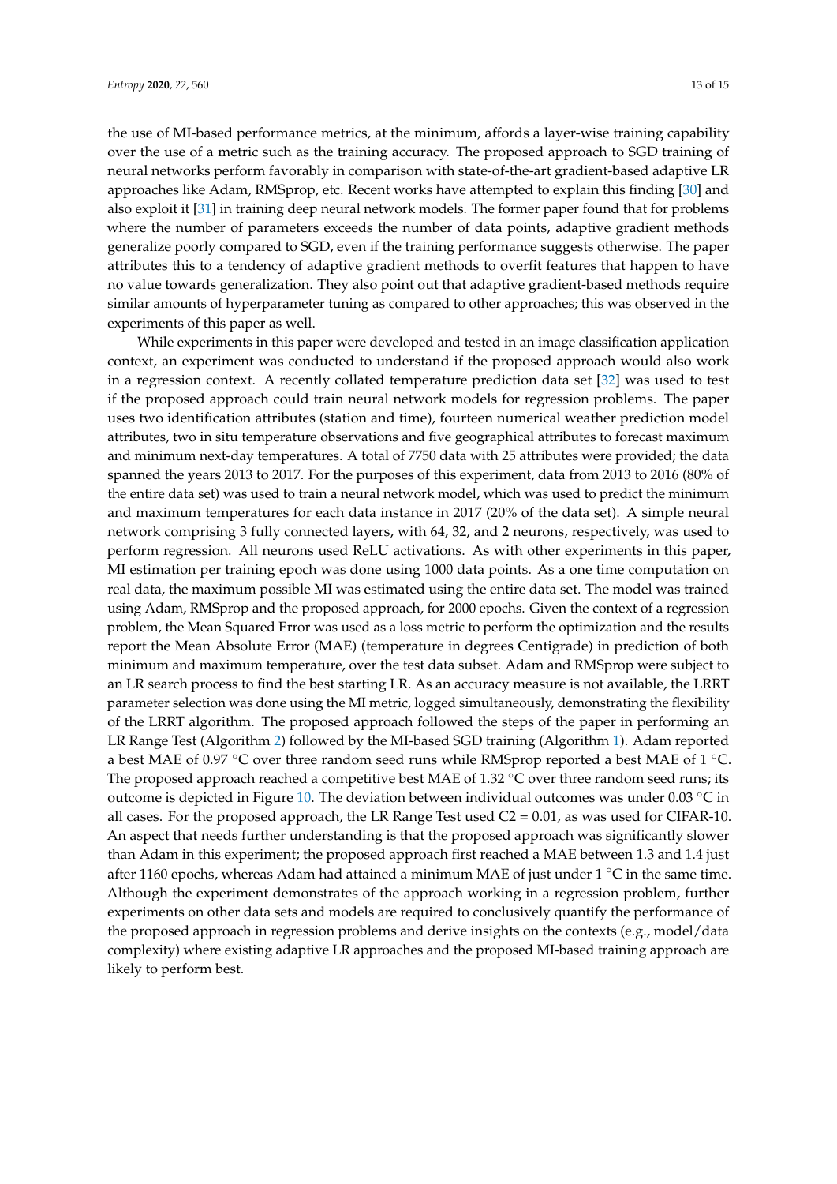the use of MI-based performance metrics, at the minimum, affords a layer-wise training capability over the use of a metric such as the training accuracy. The proposed approach to SGD training of neural networks perform favorably in comparison with state-of-the-art gradient-based adaptive LR approaches like Adam, RMSprop, etc. Recent works have attempted to explain this finding [30] and also exploit it [31] in training deep neural network models. The former paper found that for problems where the number of parameters exceeds the number of data points, adaptive gradient methods generalize poorly compared to SGD, even if the training performance suggests otherwise. The paper attributes this to a tendency of adaptive gradient methods to overfit features that happen to have no value towards generalization. They also point out that adaptive gradient-based methods require similar amounts of hyperparameter tuning as compared to other approaches; this was observed in the experiments of this paper as well.

While experiments in this paper were developed and tested in an image classification application context, an experiment was conducted to understand if the proposed approach would also work in a regression context. A recently collated temperature prediction data set [32] was used to test if the proposed approach could train neural network models for regression problems. The paper uses two identification attributes (station and time), fourteen numerical weather prediction model attributes, two in situ temperature observations and five geographical attributes to forecast maximum and minimum next-day temperatures. A total of 7750 data with 25 attributes were provided; the data spanned the years 2013 to 2017. For the purposes of this experiment, data from 2013 to 2016 (80% of the entire data set) was used to train a neural network model, which was used to predict the minimum and maximum temperatures for each data instance in 2017 (20% of the data set). A simple neural network comprising 3 fully connected layers, with 64, 32, and 2 neurons, respectively, was used to perform regression. All neurons used ReLU activations. As with other experiments in this paper, MI estimation per training epoch was done using 1000 data points. As a one time computation on real data, the maximum possible MI was estimated using the entire data set. The model was trained using Adam, RMSprop and the proposed approach, for 2000 epochs. Given the context of a regression problem, the Mean Squared Error was used as a loss metric to perform the optimization and the results report the Mean Absolute Error (MAE) (temperature in degrees Centigrade) in prediction of both minimum and maximum temperature, over the test data subset. Adam and RMSprop were subject to an LR search process to find the best starting LR. As an accuracy measure is not available, the LRRT parameter selection was done using the MI metric, logged simultaneously, demonstrating the flexibility of the LRRT algorithm. The proposed approach followed the steps of the paper in performing an LR Range Test (Algorithm 2) followed by the MI-based SGD training (Algorithm 1). Adam reported a best MAE of 0.97 °C over three random seed runs while RMSprop reported a best MAE of 1 °C. The proposed approach reached a competitive best MAE of 1.32 °C over three random seed runs; its outcome is depicted in Figure 10. The deviation between individual outcomes was under 0.03 °C in all cases. For the proposed approach, the LR Range Test used C2 = 0.01, as was used for CIFAR-10. An aspect that needs further understanding is that the proposed approach was significantly slower than Adam in this experiment; the proposed approach first reached a MAE between 1.3 and 1.4 just after 1160 epochs, whereas Adam had attained a minimum MAE of just under 1 °C in the same time. Although the experiment demonstrates of the approach working in a regression problem, further experiments on other data sets and models are required to conclusively quantify the performance of the proposed approach in regression problems and derive insights on the contexts (e.g., model/data complexity) where existing adaptive LR approaches and the proposed MI-based training approach are likely to perform best.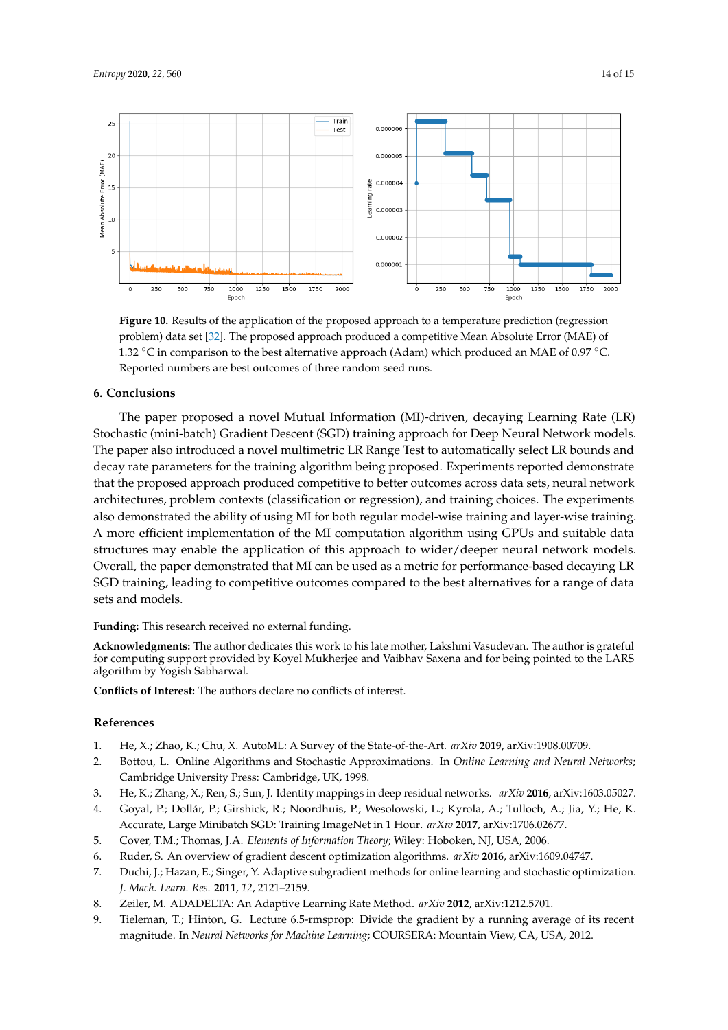**Figure 10.** Results of the application of the proposed approach to a temperature prediction (regression problem) data set [32]. The proposed approach produced a competitive Mean Absolute Error (MAE) of 1.32 °C in comparison to the best alternative approach (Adam) which produced an MAE of 0.97 °C. Reported numbers are best outcomes of three random seed runs.

## 6. Conclusions

The paper proposed a novel Mutual Information (MI)-driven, decaying Learning Rate (LR) Stochastic (mini-batch) Gradient Descent (SGD) training approach for Deep Neural Network models. The paper also introduced a novel multimetric LR Range Test to automatically select LR bounds and decay rate parameters for the training algorithm being proposed. Experiments reported demonstrate that the proposed approach produced competitive to better outcomes across data sets, neural network architectures, problem contexts (classification or regression), and training choices. The experiments also demonstrated the ability of using MI for both regular model-wise training and layer-wise training. A more efficient implementation of the MI computation algorithm using GPUs and suitable data structures may enable the application of this approach to wider/deeper neural network models. Overall, the paper demonstrated that MI can be used as a metric for performance-based decaying LR SGD training, leading to competitive outcomes compared to the best alternatives for a range of data sets and models.

**Funding:** This research received no external funding.

**Acknowledgments:** The author dedicates this work to his late mother, Lakshmi Vasudevan. The author is grateful for computing support provided by Koyel Mukherjee and Vaibhav Saxena and for being pointed to the LARS algorithm by Yogish Sabharwal.

**Conflicts of Interest:** The authors declare no conflicts of interest.

## References

1. He, X.; Zhao, K.; Chu, X. AutoML: A Survey of the State-of-the-Art. *arXiv* **2019**, arXiv:1908.00709.
2. Bottou, L. Online Algorithms and Stochastic Approximations. In *Online Learning and Neural Networks*; Cambridge University Press: Cambridge, UK, 1998.
3. He, K.; Zhang, X.; Ren, S.; Sun, J. Identity mappings in deep residual networks. *arXiv* **2016**, arXiv:1603.05027.
4. Goyal, P.; Dollár, P.; Girshick, R.; Noordhuis, P.; Wesolowski, L.; Kyrola, A.; Tulloch, A.; Jia, Y.; He, K. Accurate, Large Minibatch SGD: Training ImageNet in 1 Hour. *arXiv* **2017**, arXiv:1706.02677.
5. Cover, T.M.; Thomas, J.A. *Elements of Information Theory*; Wiley: Hoboken, NJ, USA, 2006.
6. Ruder, S. An overview of gradient descent optimization algorithms. *arXiv* **2016**, arXiv:1609.04747.
7. Duchi, J.; Hazan, E.; Singer, Y. Adaptive subgradient methods for online learning and stochastic optimization. *J. Mach. Learn. Res.* **2011**, *12*, 2121–2159.
8. Zeiler, M. ADADELTA: An Adaptive Learning Rate Method. *arXiv* **2012**, arXiv:1212.5701.
9. Tieleman, T.; Hinton, G. Lecture 6.5-rmsprop: Divide the gradient by a running average of its recent magnitude. In *Neural Networks for Machine Learning*; COURSERA: Mountain View, CA, USA, 2012.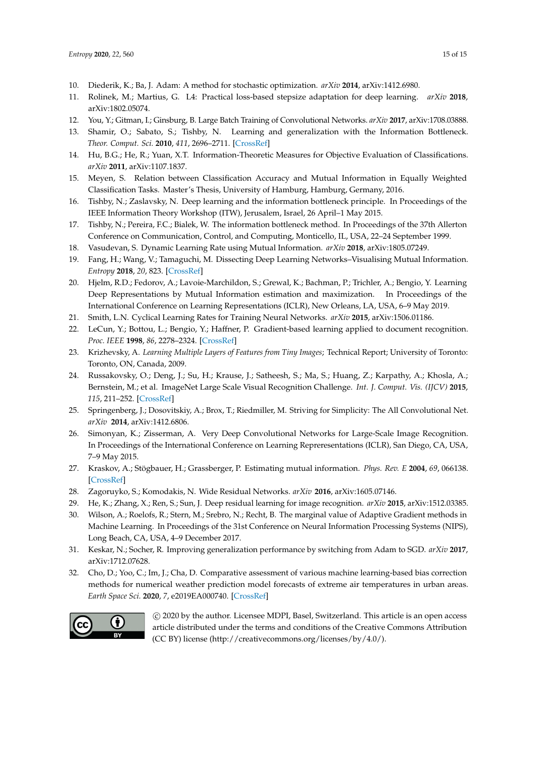10. Diederik, K.; Ba, J. Adam: A method for stochastic optimization. *arXiv* **2014**, arXiv:1412.6980.
11. Rolinek, M.; Martius, G. L4: Practical loss-based stepsize adaptation for deep learning. *arXiv* **2018**, arXiv:1802.05074.
12. You, Y.; Gitman, I.; Ginsburg, B. Large Batch Training of Convolutional Networks. *arXiv* **2017**, arXiv:1708.03888.
13. Shamir, O.; Sabato, S.; Tishby, N. Learning and generalization with the Information Bottleneck. *Theor. Comput. Sci.* **2010**, *411*, 2696–2711. [CrossRef]
14. Hu, B.G.; He, R.; Yuan, X.T. Information-Theoretic Measures for Objective Evaluation of Classifications. *arXiv* **2011**, arXiv:1107.1837.
15. Meyen, S. Relation between Classification Accuracy and Mutual Information in Equally Weighted Classification Tasks. Master's Thesis, University of Hamburg, Hamburg, Germany, 2016.
16. Tishby, N.; Zaslavsky, N. Deep learning and the information bottleneck principle. In Proceedings of the IEEE Information Theory Workshop (ITW), Jerusalem, Israel, 26 April–1 May 2015.
17. Tishby, N.; Pereira, F.C.; Bialek, W. The information bottleneck method. In Proceedings of the 37th Allerton Conference on Communication, Control, and Computing, Monticello, IL, USA, 22–24 September 1999.
18. Vasudevan, S. Dynamic Learning Rate using Mutual Information. *arXiv* **2018**, arXiv:1805.07249.
19. Fang, H.; Wang, V.; Tamaguchi, M. Dissecting Deep Learning Networks–Visualising Mutual Information. *Entropy* **2018**, *20*, 823. [CrossRef]
20. Hjelm, R.D.; Fedorov, A.; Lavoie-Marchildon, S.; Grewal, K.; Bachman, P.; Trichler, A.; Bengio, Y. Learning Deep Representations by Mutual Information estimation and maximization. In Proceedings of the International Conference on Learning Representations (ICLR), New Orleans, LA, USA, 6–9 May 2019.
21. Smith, L.N. Cyclical Learning Rates for Training Neural Networks. *arXiv* **2015**, arXiv:1506.01186.
22. LeCun, Y.; Bottou, L.; Bengio, Y.; Haffner, P. Gradient-based learning applied to document recognition. *Proc. IEEE* **1998**, *86*, 2278–2324. [CrossRef]
23. Krizhevsky, A. *Learning Multiple Layers of Features from Tiny Images*; Technical Report; University of Toronto: Toronto, ON, Canada, 2009.
24. Russakovsky, O.; Deng, J.; Su, H.; Krause, J.; Satheesh, S.; Ma, S.; Huang, Z.; Karpathy, A.; Khosla, A.; Bernstein, M.; et al. ImageNet Large Scale Visual Recognition Challenge. *Int. J. Comput. Vis. (IJCV)* **2015**, *115*, 211–252. [CrossRef]
25. Springenberg, J.; Dosovitskiy, A.; Brox, T.; Riedmiller, M. Striving for Simplicity: The All Convolutional Net. *arXiv* **2014**, arXiv:1412.6806.
26. Simonyan, K.; Zisserman, A. Very Deep Convolutional Networks for Large-Scale Image Recognition. In Proceedings of the International Conference on Learning Repreresentations (ICLR), San Diego, CA, USA, 7–9 May 2015.
27. Kraskov, A.; Stögbauer, H.; Grassberger, P. Estimating mutual information. *Phys. Rev. E* **2004**, *69*, 066138. [CrossRef]
28. Zagoruyko, S.; Komodakis, N. Wide Residual Networks. *arXiv* **2016**, arXiv:1605.07146.
29. He, K.; Zhang, X.; Ren, S.; Sun, J. Deep residual learning for image recognition. *arXiv* **2015**, arXiv:1512.03385.
30. Wilson, A.; Roelofs, R.; Stern, M.; Srebro, N.; Recht, B. The marginal value of Adaptive Gradient methods in Machine Learning. In Proceedings of the 31st Conference on Neural Information Processing Systems (NIPS), Long Beach, CA, USA, 4–9 December 2017.
31. Keskar, N.; Socher, R. Improving generalization performance by switching from Adam to SGD. *arXiv* **2017**, arXiv:1712.07628.
32. Cho, D.; Yoo, C.; Im, J.; Cha, D. Comparative assessment of various machine learning-based bias correction methods for numerical weather prediction model forecasts of extreme air temperatures in urban areas. *Earth Space Sci.* **2020**, *7*, e2019EA000740. [CrossRef]

© 2020 by the author. Licensee MDPI, Basel, Switzerland. This article is an open access article distributed under the terms and conditions of the Creative Commons Attribution (CC BY) license (http://creativecommons.org/licenses/by/4.0/).